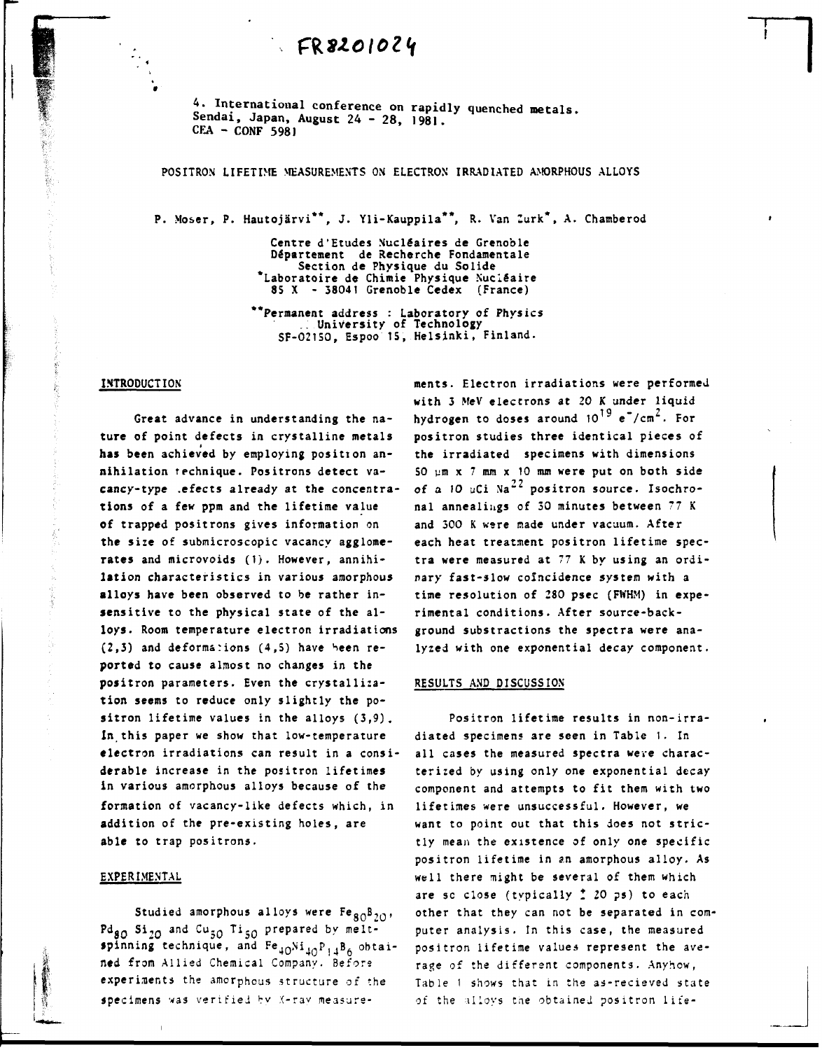FR8201024

4. International conference on rapidly quenched metals.
Sendai, Japan, August 24 - 28, 1981.
CEA - CONF 5981

# POSITRON LIFETIME MEASUREMENTS ON ELECTRON IRRADIATED AMORPHOUS ALLOYS

P. Moser, P. Hautojärvi**, J. Yli-Kauppila**, R. Van Zurk*, A. Chamberod

Centre d'Etudes Nucléaires de Grenoble
Département de Recherche Fondamentale
Section de Physique du Solide
*Laboratoire de Chimie Physique Nucléaire
85 X - 38041 Grenoble Cedex (France)

**Permanent address : Laboratory of Physics
University of Technology
SF-02150, Espoo 15, Helsinki, Finland.

## INTRODUCTION

Great advance in understanding the nature of point defects in crystalline metals has been achieved by employing positron annihilation technique. Positrons detect vacancy-type defects already at the concentrations of a few ppm and the lifetime value of trapped positrons gives information on the size of submicroscopic vacancy agglomerates and microvoids (1). However, annihilation characteristics in various amorphous alloys have been observed to be rather insensitive to the physical state of the alloys. Room temperature electron irradiations (2,3) and deformations (4,5) have been reported to cause almost no changes in the positron parameters. Even the crystallization seems to reduce only slightly the positron lifetime values in the alloys (3,9). In this paper we show that low-temperature electron irradiations can result in a considerable increase in the positron lifetimes in various amorphous alloys because of the formation of vacancy-like defects which, in addition of the pre-existing holes, are able to trap positrons.

## EXPERIMENTAL

Studied amorphous alloys were $Fe_{80}B_{20}$, $Pd_{80}Si_{20}$ and $Cu_{50}Ti_{50}$ prepared by melt-spinning technique, and $Fe_{40}Ni_{40}P_{14}B_6$ obtained from Allied Chemical Company. Before experiments the amorphous structure of the specimens was verified by X-ray measurements. Electron irradiations were performed with 3 MeV electrons at 20 K under liquid hydrogen to doses around $10^{19}$ $e^-/cm^2$. For positron studies three identical pieces of the irradiated specimens with dimensions 50 μm x 7 mm x 10 mm were put on both side of a 10 μCi $Na^{22}$ positron source. Isochronal annealings of 30 minutes between 77 K and 300 K were made under vacuum. After each heat treatment positron lifetime spectra were measured at 77 K by using an ordinary fast-slow coincidence system with a time resolution of 280 psec (FWHM) in experimental conditions. After source-background substractions the spectra were analyzed with one exponential decay component.

## RESULTS AND DISCUSSION

Positron lifetime results in non-irradiated specimens are seen in Table 1. In all cases the measured spectra were characterized by using only one exponential decay component and attempts to fit them with two lifetimes were unsuccessful. However, we want to point out that this does not strictly mean the existence of only one specific positron lifetime in an amorphous alloy. As well there might be several of them which are so close (typically ± 20 ps) to each other that they can not be separated in computer analysis. In this case, the measured positron lifetime values represent the average of the different components. Anyhow, Table 1 shows that in the as-recieved state of the alloys the obtained positron life-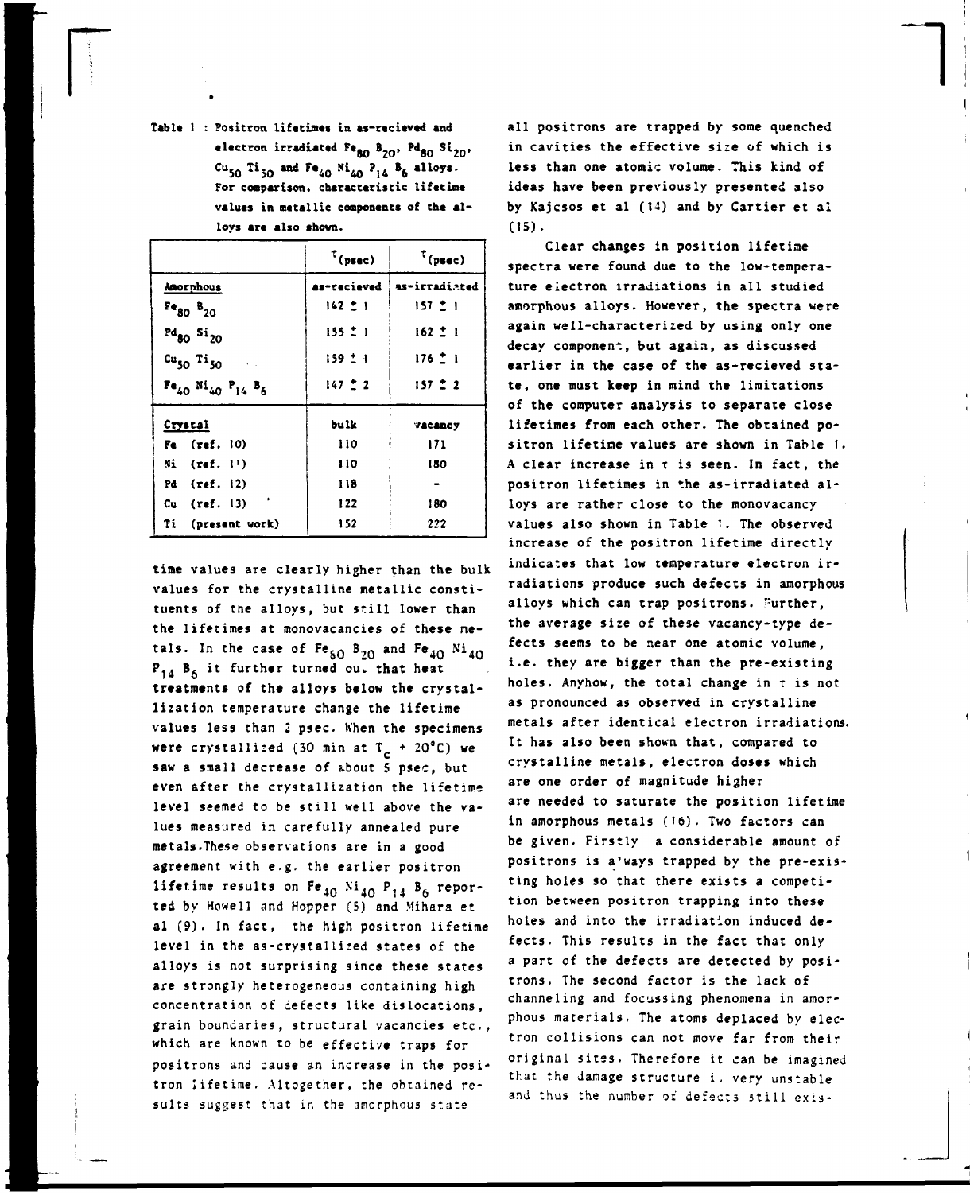Table I : Positron lifetimes in as-recieved and electron irradiated $Fe_{80}B_{20}$, $Pd_{80}Si_{20}$, $Cu_{50}Ti_{50}$ and $Fe_{40}Ni_{40}P_{14}B_6$ alloys. For comparison, characteristic lifetime values in metallic components of the alloys are also shown.

| | $\tau$ (psec) | $\tau$ (psec) |
|---|---|---|
| **Amorphous** | as-recieved | as-irradiated |
| $Fe_{80}B_{20}$ | 142 ± 1 | 157 ± 1 |
| $Pd_{80}Si_{20}$ | 155 ± 1 | 162 ± 1 |
| $Cu_{50}Ti_{50}$ | 159 ± 1 | 176 ± 1 |
| $Fe_{40}Ni_{40}P_{14}B_6$ | 147 ± 2 | 157 ± 2 |
| **Crystal** | bulk | vacancy |
| Fe (ref. 10) | 110 | 171 |
| Ni (ref. 11) | 110 | 180 |
| Pd (ref. 12) | 118 | - |
| Cu (ref. 13) | 122 | 180 |
| Ti (present work) | 152 | 222 |

time values are clearly higher than the bulk values for the crystalline metallic constituents of the alloys, but still lower than the lifetimes at monovacancies of these metals. In the case of $Fe_{80}B_{20}$ and $Fe_{40}Ni_{40}P_{14}B_6$ it further turned out that heat treatments of the alloys below the crystallization temperature change the lifetime values less than 2 psec. When the specimens were crystallized (30 min at $T_c$ + 20°C) we saw a small decrease of about 5 psec, but even after the crystallization the lifetime level seemed to be still well above the values measured in carefully annealed pure metals. These observations are in a good agreement with e.g. the earlier positron lifetime results on $Fe_{40}Ni_{40}P_{14}B_6$ reported by Howell and Hopper (5) and Mihara et al (9). In fact, the high positron lifetime level in the as-crystallized states of the alloys is not surprising since these states are strongly heterogeneous containing high concentration of defects like dislocations, grain boundaries, structural vacancies etc., which are known to be effective traps for positrons and cause an increase in the positron lifetime. Altogether, the obtained results suggest that in the amorphous state all positrons are trapped by some quenched in cavities the effective size of which is less than one atomic volume. This kind of ideas have been previously presented also by Kajcsos et al (14) and by Cartier et al (15).

Clear changes in position lifetime spectra were found due to the low-temperature electron irradiations in all studied amorphous alloys. However, the spectra were again well-characterized by using only one decay component, but again, as discussed earlier in the case of the as-recieved state, one must keep in mind the limitations of the computer analysis to separate close lifetimes from each other. The obtained positron lifetime values are shown in Table 1. A clear increase in $\tau$ is seen. In fact, the positron lifetimes in the as-irradiated alloys are rather close to the monovacancy values also shown in Table 1. The observed increase of the positron lifetime directly indicates that low temperature electron irradiations produce such defects in amorphous alloys which can trap positrons. Further, the average size of these vacancy-type defects seems to be near one atomic volume, i.e. they are bigger than the pre-existing holes. Anyhow, the total change in $\tau$ is not as pronounced as observed in crystalline metals after identical electron irradiations. It has also been shown that, compared to crystalline metals, electron doses which are one order of magnitude higher are needed to saturate the position lifetime in amorphous metals (16). Two factors can be given. Firstly a considerable amount of positrons is always trapped by the pre-existing holes so that there exists a competition between positron trapping into these holes and into the irradiation induced defects. This results in the fact that only a part of the defects are detected by positrons. The second factor is the lack of channeling and focussing phenomena in amorphous materials. The atoms deplaced by electron collisions can not move far from their original sites. Therefore it can be imagined that the damage structure is very unstable and thus the number of defects still exis-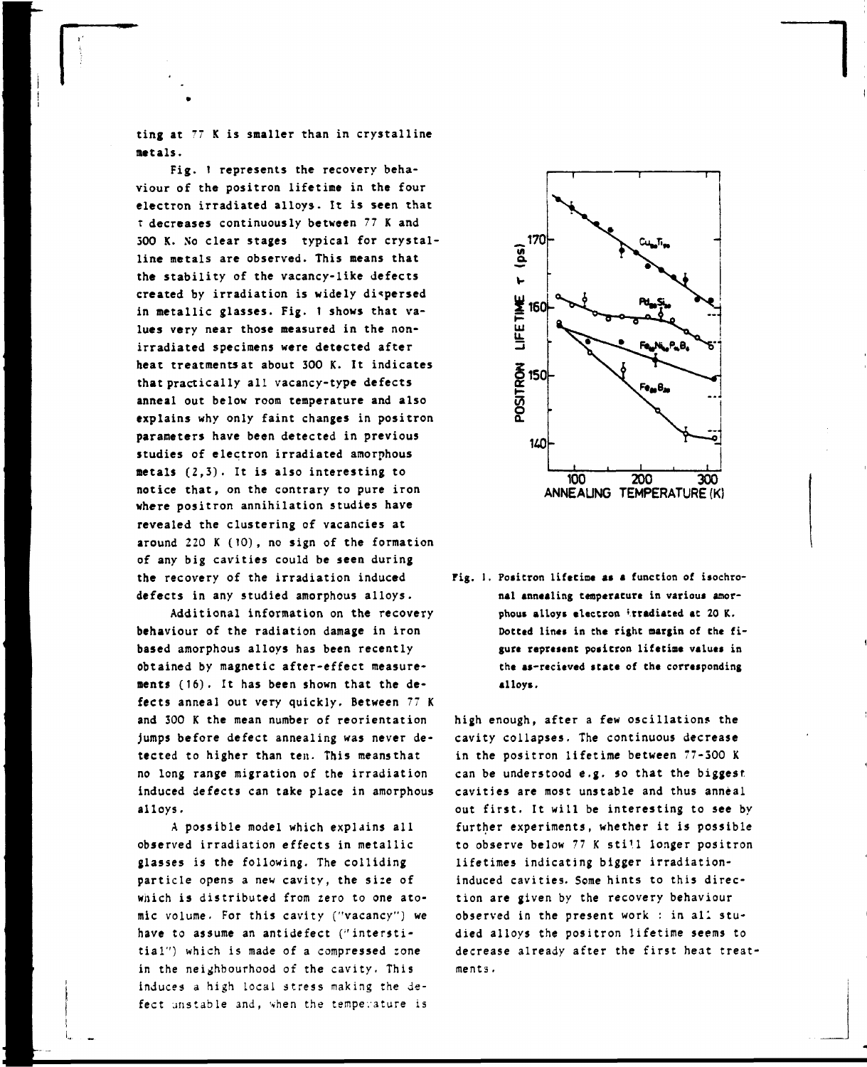ting at 77 K is smaller than in crystalline metals.

Fig. 1 represents the recovery behaviour of the positron lifetime in the four electron irradiated alloys. It is seen that $\tau$ decreases continuously between 77 K and 300 K. No clear stages typical for crystalline metals are observed. This means that the stability of the vacancy-like defects created by irradiation is widely dispersed in metallic glasses. Fig. 1 shows that values very near those measured in the non-irradiated specimens were detected after heat treatments at about 300 K. It indicates that practically all vacancy-type defects anneal out below room temperature and also explains why only faint changes in positron parameters have been detected in previous studies of electron irradiated amorphous metals (2,3). It is also interesting to notice that, on the contrary to pure iron where positron annihilation studies have revealed the clustering of vacancies at around 220 K (10), no sign of the formation of any big cavities could be seen during the recovery of the irradiation induced defects in any studied amorphous alloys.

Additional information on the recovery behaviour of the radiation damage in iron based amorphous alloys has been recently obtained by magnetic after-effect measurements (16). It has been shown that the defects anneal out very quickly. Between 77 K and 300 K the mean number of reorientation jumps before defect annealing was never detected to higher than ten. This means that no long range migration of the irradiation induced defects can take place in amorphous alloys.

A possible model which explains all observed irradiation effects in metallic glasses is the following. The colliding particle opens a new cavity, the size of which is distributed from zero to one atomic volume. For this cavity ("vacancy") we have to assume an antidefect ("interstitial") which is made of a compressed zone in the neighbourhood of the cavity. This induces a high local stress making the defect unstable and, when the temperature is high enough, after a few oscillations the cavity collapses. The continuous decrease in the positron lifetime between 77-300 K can be understood e.g. so that the biggest cavities are most unstable and thus anneal out first. It will be interesting to see by further experiments, whether it is possible to observe below 77 K still longer positron lifetimes indicating bigger irradiation-induced cavities. Some hints to this direction are given by the recovery behaviour observed in the present work : in all studied alloys the positron lifetime seems to decrease already after the first heat treatments.

Fig. 1. Positron lifetime as a function of isochronal annealing temperature in various amorphous alloys electron irradiated at 20 K. Dotted lines in the right margin of the figure represent positron lifetime values in the as-recieved state of the corresponding alloys.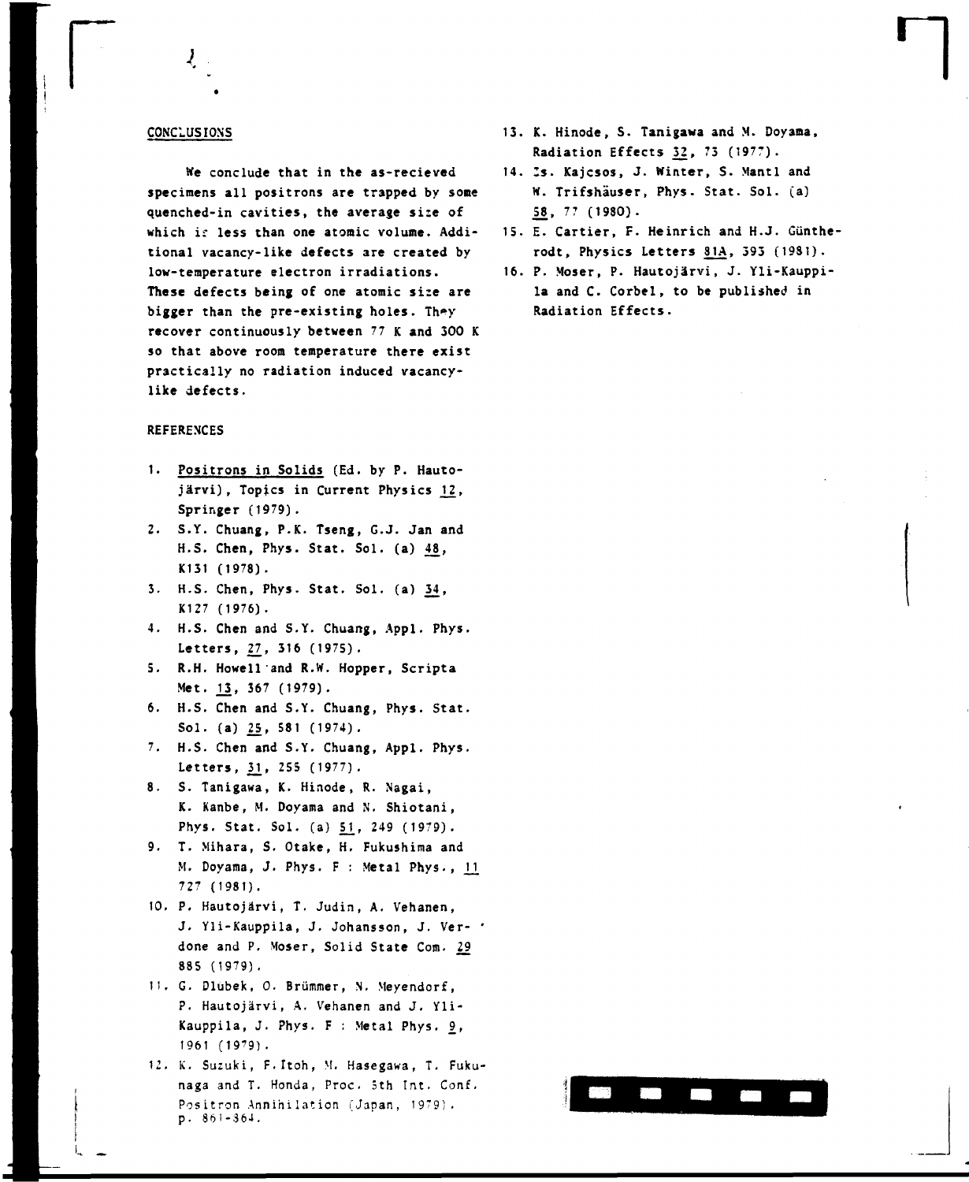## CONCLUSIONS

We conclude that in the as-recieved specimens all positrons are trapped by some quenched-in cavities, the average size of which is less than one atomic volume. Additional vacancy-like defects are created by low-temperature electron irradiations. These defects being of one atomic size are bigger than the pre-existing holes. They recover continuously between 77 K and 300 K so that above room temperature there exist practically no radiation induced vacancy-like defects.

## REFERENCES

1. Positrons in Solids (Ed. by P. Hautojärvi), Topics in Current Physics 12, Springer (1979).
2. S.Y. Chuang, P.K. Tseng, G.J. Jan and H.S. Chen, Phys. Stat. Sol. (a) 48, K131 (1978).
3. H.S. Chen, Phys. Stat. Sol. (a) 34, K127 (1976).
4. H.S. Chen and S.Y. Chuang, Appl. Phys. Letters, 27, 316 (1975).
5. R.H. Howell and R.W. Hopper, Scripta Met. 13, 367 (1979).
6. H.S. Chen and S.Y. Chuang, Phys. Stat. Sol. (a) 25, 581 (1974).
7. H.S. Chen and S.Y. Chuang, Appl. Phys. Letters, 31, 255 (1977).
8. S. Tanigawa, K. Hinode, R. Nagai, K. Kanbe, M. Doyama and N. Shiotani, Phys. Stat. Sol. (a) 51, 249 (1979).
9. T. Mihara, S. Otake, H. Fukushima and M. Doyama, J. Phys. F : Metal Phys., 11 727 (1981).
10. P. Hautojärvi, T. Judin, A. Vehanen, J. Yli-Kauppila, J. Johansson, J. Verdone and P. Moser, Solid State Com. 29 885 (1979).
11. G. Dlubek, O. Brümmer, N. Meyendorf, P. Hautojärvi, A. Vehanen and J. Yli-Kauppila, J. Phys. F : Metal Phys. 9, 1961 (1979).
12. K. Suzuki, F. Itoh, M. Hasegawa, T. Fukunaga and T. Honda, Proc. 5th Int. Conf. Positron Annihilation (Japan, 1979), p. 861-864.
13. K. Hinode, S. Tanigawa and M. Doyama, Radiation Effects 32, 73 (1977).
14. Zs. Kajcsos, J. Winter, S. Mantl and W. Trifshäuser, Phys. Stat. Sol. (a) 58, 77 (1980).
15. E. Cartier, F. Heinrich and H.J. Güntherodt, Physics Letters 81A, 393 (1981).
16. P. Moser, P. Hautojärvi, J. Yli-Kauppila and C. Corbel, to be published in Radiation Effects.